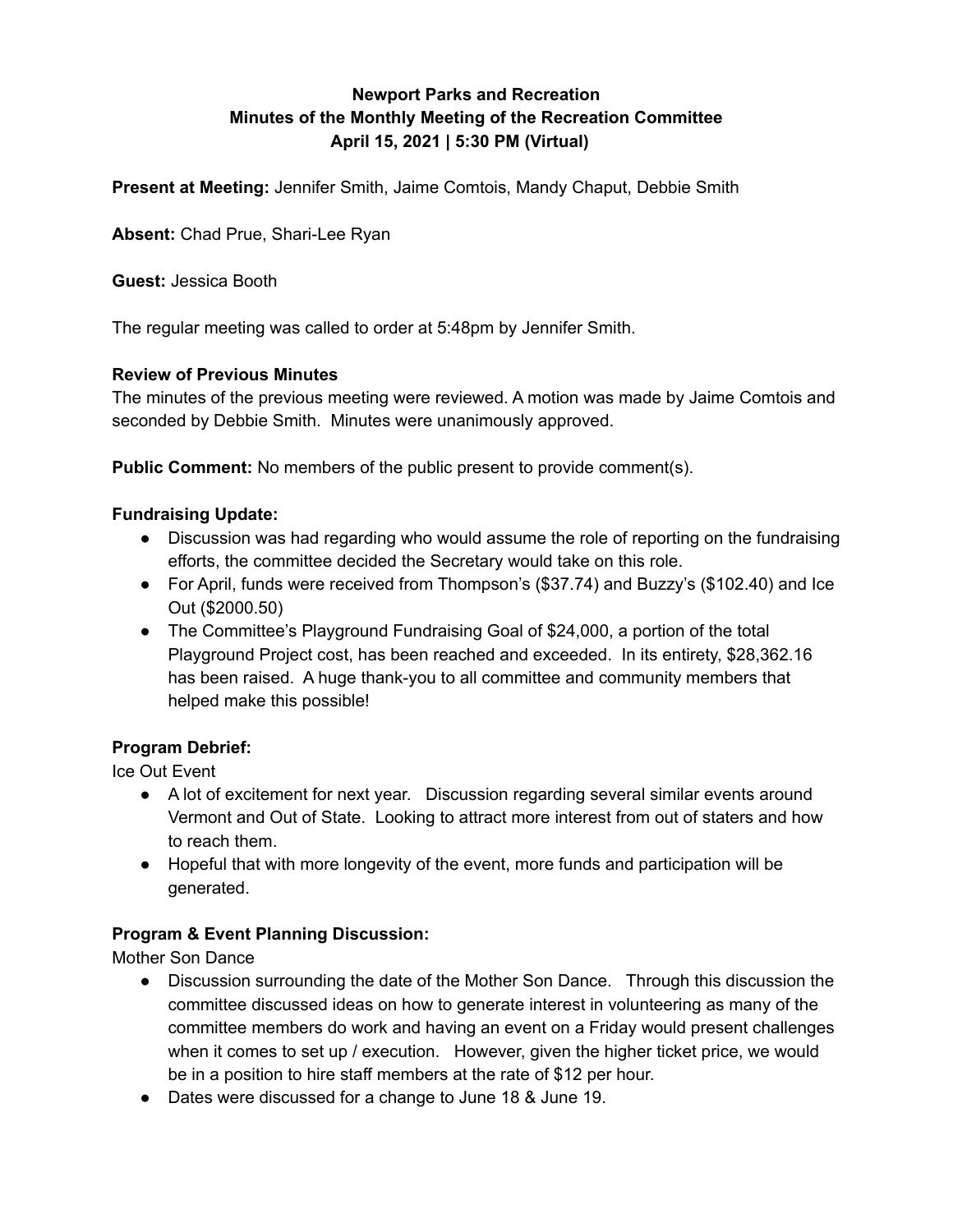**Newport Parks and Recreation**
**Minutes of the Monthly Meeting of the Recreation Committee**
**April 15, 2021 | 5:30 PM (Virtual)**

**Present at Meeting:** Jennifer Smith, Jaime Comtois, Mandy Chaput, Debbie Smith

**Absent:** Chad Prue, Shari-Lee Ryan

**Guest:** Jessica Booth

The regular meeting was called to order at 5:48pm by Jennifer Smith.

**Review of Previous Minutes**
The minutes of the previous meeting were reviewed. A motion was made by Jaime Comtois and seconded by Debbie Smith. Minutes were unanimously approved.

**Public Comment:** No members of the public present to provide comment(s).

**Fundraising Update:**

- Discussion was had regarding who would assume the role of reporting on the fundraising efforts, the committee decided the Secretary would take on this role.
- For April, funds were received from Thompson's ($37.74) and Buzzy's ($102.40) and Ice Out ($2000.50)
- The Committee's Playground Fundraising Goal of $24,000, a portion of the total Playground Project cost, has been reached and exceeded. In its entirety, $28,362.16 has been raised. A huge thank-you to all committee and community members that helped make this possible!

**Program Debrief:**

Ice Out Event

- A lot of excitement for next year. Discussion regarding several similar events around Vermont and Out of State. Looking to attract more interest from out of staters and how to reach them.
- Hopeful that with more longevity of the event, more funds and participation will be generated.

**Program & Event Planning Discussion:**

Mother Son Dance

- Discussion surrounding the date of the Mother Son Dance. Through this discussion the committee discussed ideas on how to generate interest in volunteering as many of the committee members do work and having an event on a Friday would present challenges when it comes to set up / execution. However, given the higher ticket price, we would be in a position to hire staff members at the rate of $12 per hour.
- Dates were discussed for a change to June 18 & June 19.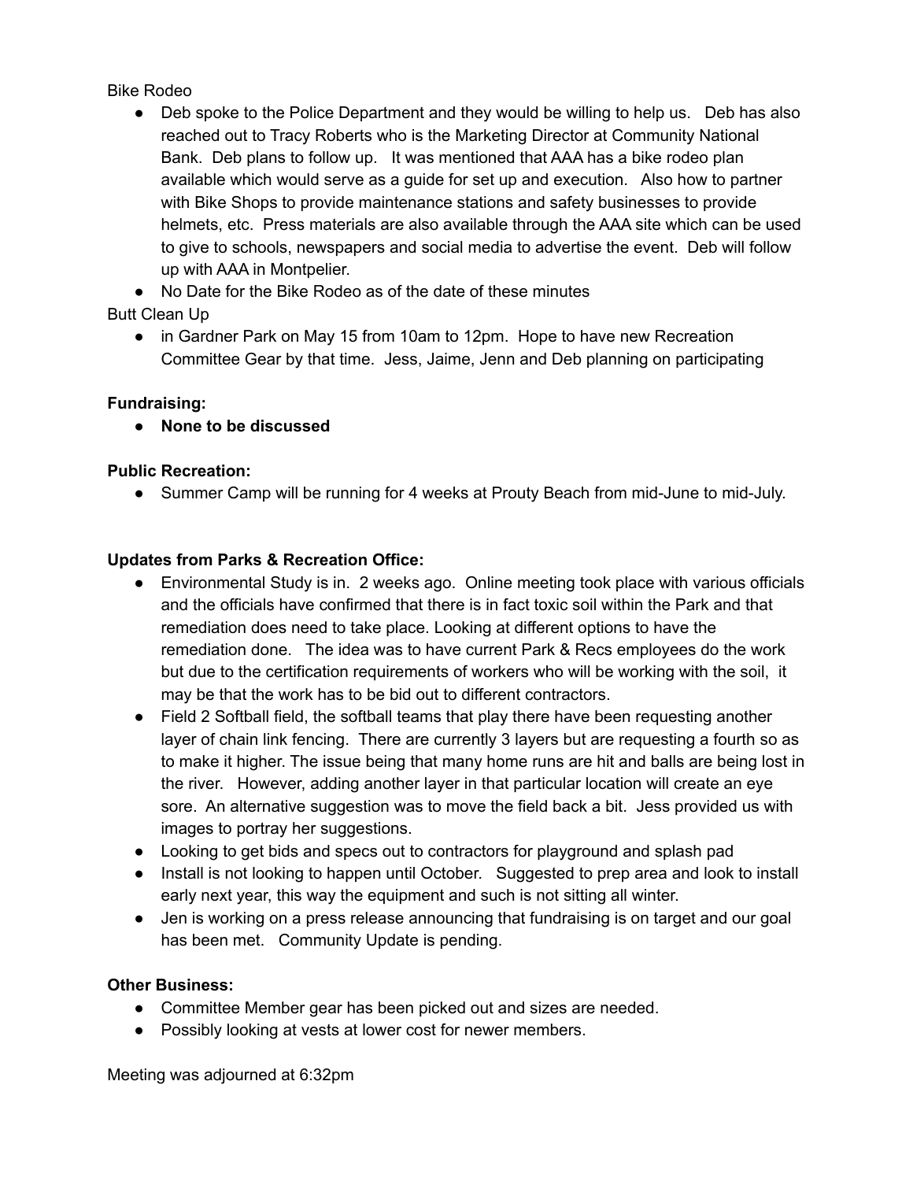Bike Rodeo

- Deb spoke to the Police Department and they would be willing to help us. Deb has also reached out to Tracy Roberts who is the Marketing Director at Community National Bank. Deb plans to follow up. It was mentioned that AAA has a bike rodeo plan available which would serve as a guide for set up and execution. Also how to partner with Bike Shops to provide maintenance stations and safety businesses to provide helmets, etc. Press materials are also available through the AAA site which can be used to give to schools, newspapers and social media to advertise the event. Deb will follow up with AAA in Montpelier.
- No Date for the Bike Rodeo as of the date of these minutes

Butt Clean Up

- in Gardner Park on May 15 from 10am to 12pm. Hope to have new Recreation Committee Gear by that time. Jess, Jaime, Jenn and Deb planning on participating

**Fundraising:**

- **None to be discussed**

**Public Recreation:**

- Summer Camp will be running for 4 weeks at Prouty Beach from mid-June to mid-July.

**Updates from Parks & Recreation Office:**

- Environmental Study is in. 2 weeks ago. Online meeting took place with various officials and the officials have confirmed that there is in fact toxic soil within the Park and that remediation does need to take place. Looking at different options to have the remediation done. The idea was to have current Park & Recs employees do the work but due to the certification requirements of workers who will be working with the soil, it may be that the work has to be bid out to different contractors.
- Field 2 Softball field, the softball teams that play there have been requesting another layer of chain link fencing. There are currently 3 layers but are requesting a fourth so as to make it higher. The issue being that many home runs are hit and balls are being lost in the river. However, adding another layer in that particular location will create an eye sore. An alternative suggestion was to move the field back a bit. Jess provided us with images to portray her suggestions.
- Looking to get bids and specs out to contractors for playground and splash pad
- Install is not looking to happen until October. Suggested to prep area and look to install early next year, this way the equipment and such is not sitting all winter.
- Jen is working on a press release announcing that fundraising is on target and our goal has been met. Community Update is pending.

**Other Business:**

- Committee Member gear has been picked out and sizes are needed.
- Possibly looking at vests at lower cost for newer members.

Meeting was adjourned at 6:32pm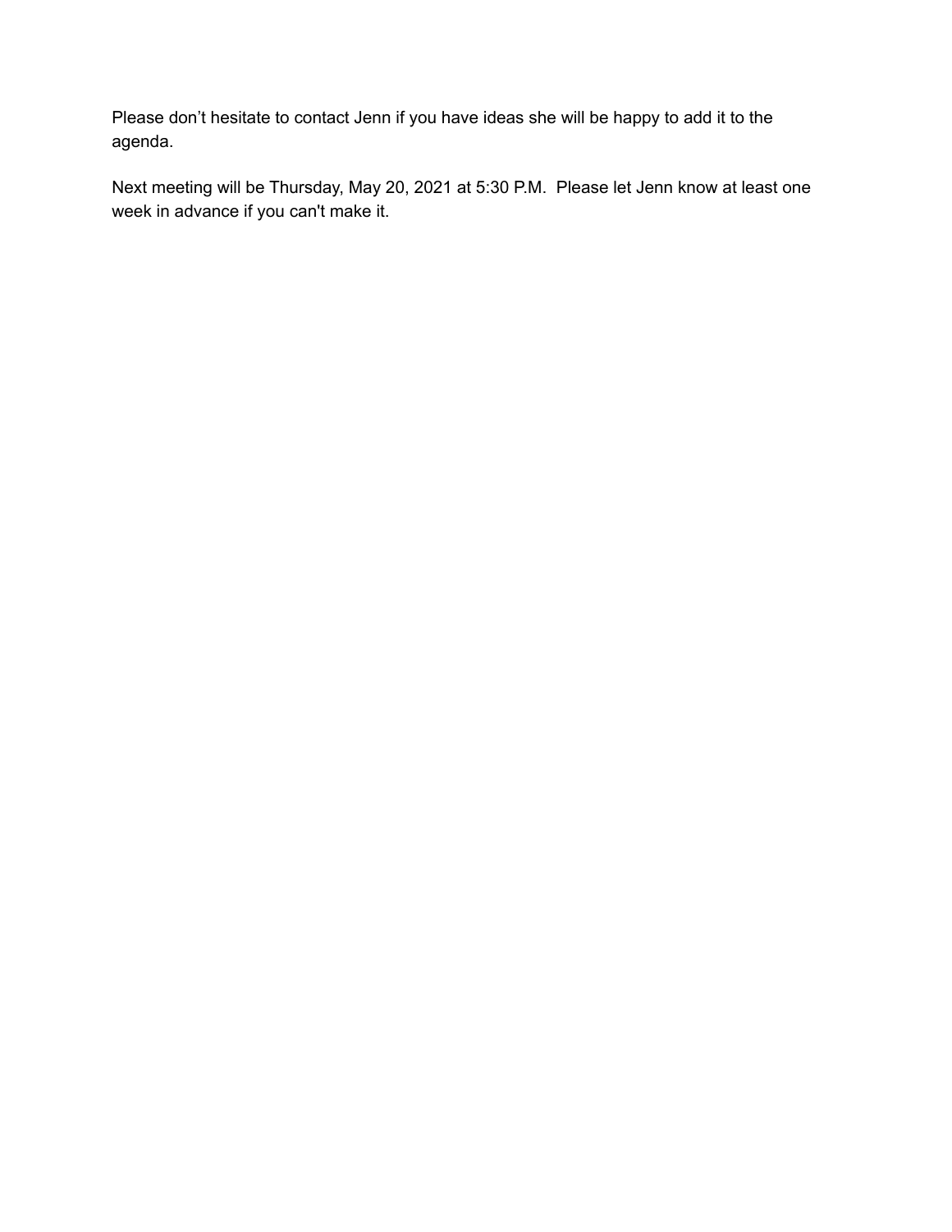Please don’t hesitate to contact Jenn if you have ideas she will be happy to add it to the agenda.

Next meeting will be Thursday, May 20, 2021 at 5:30 P.M.  Please let Jenn know at least one week in advance if you can't make it.